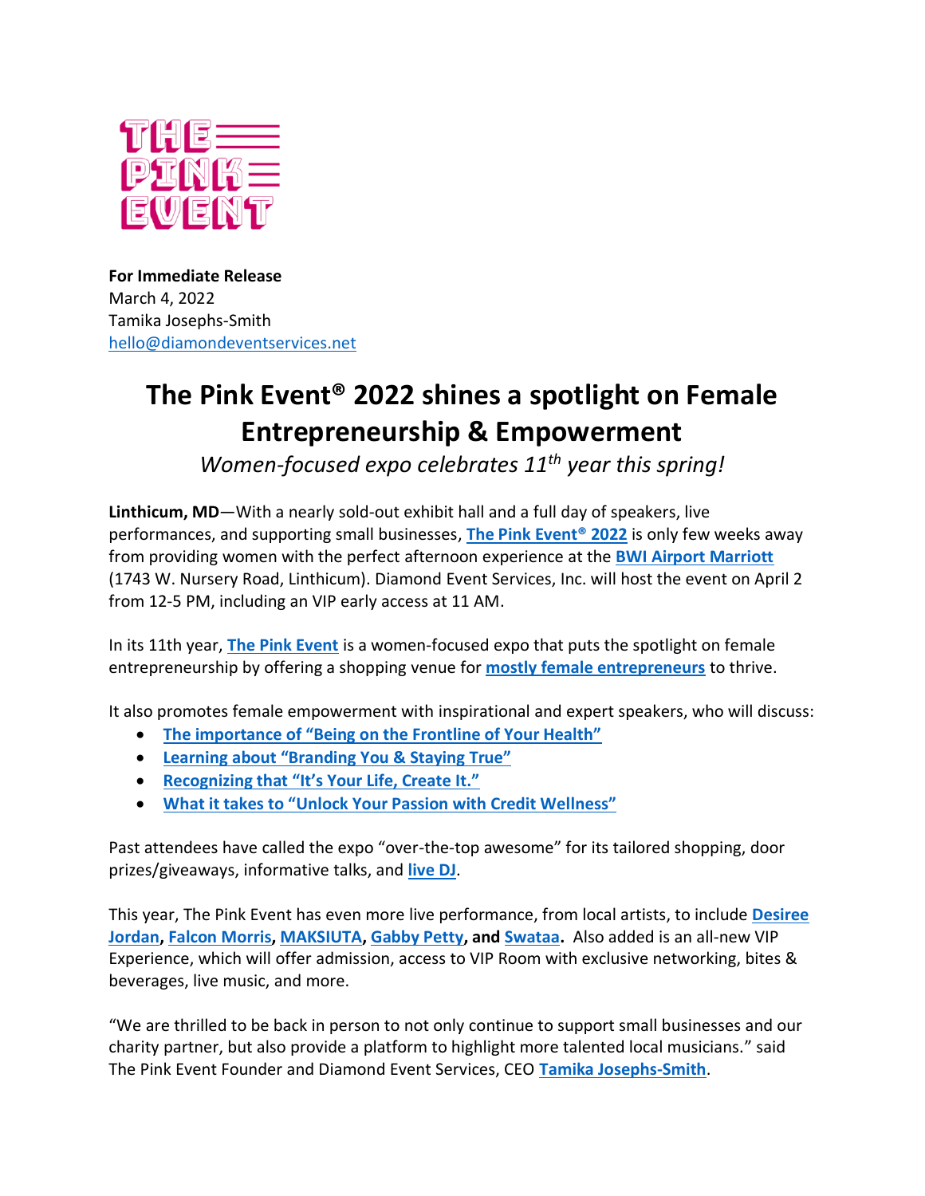THE PINK EVENT

**For Immediate Release**
March 4, 2022
Tamika Josephs-Smith
hello@diamondeventservices.net

# The Pink Event® 2022 shines a spotlight on Female Entrepreneurship & Empowerment

*Women-focused expo celebrates 11th year this spring!*

**Linthicum, MD**—With a nearly sold-out exhibit hall and a full day of speakers, live performances, and supporting small businesses, **The Pink Event® 2022** is only few weeks away from providing women with the perfect afternoon experience at the **BWI Airport Marriott** (1743 W. Nursery Road, Linthicum). Diamond Event Services, Inc. will host the event on April 2 from 12-5 PM, including an VIP early access at 11 AM.

In its 11th year, **The Pink Event** is a women-focused expo that puts the spotlight on female entrepreneurship by offering a shopping venue for **mostly female entrepreneurs** to thrive.

It also promotes female empowerment with inspirational and expert speakers, who will discuss:

- **The importance of "Being on the Frontline of Your Health"**
- **Learning about "Branding You & Staying True"**
- **Recognizing that "It's Your Life, Create It."**
- **What it takes to "Unlock Your Passion with Credit Wellness"**

Past attendees have called the expo "over-the-top awesome" for its tailored shopping, door prizes/giveaways, informative talks, and **live DJ**.

This year, The Pink Event has even more live performance, from local artists, to include **Desiree Jordan**, **Falcon Morris**, **MAKSIUTA**, **Gabby Petty**, **and Swataa.** Also added is an all-new VIP Experience, which will offer admission, access to VIP Room with exclusive networking, bites & beverages, live music, and more.

"We are thrilled to be back in person to not only continue to support small businesses and our charity partner, but also provide a platform to highlight more talented local musicians." said The Pink Event Founder and Diamond Event Services, CEO **Tamika Josephs-Smith**.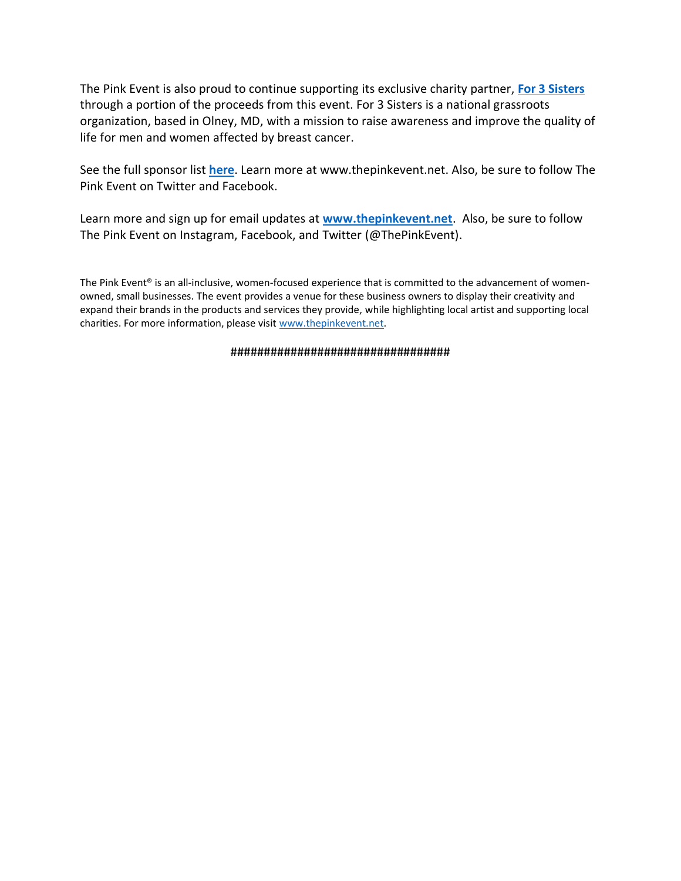The Pink Event is also proud to continue supporting its exclusive charity partner, **For 3 Sisters** through a portion of the proceeds from this event. For 3 Sisters is a national grassroots organization, based in Olney, MD, with a mission to raise awareness and improve the quality of life for men and women affected by breast cancer.

See the full sponsor list **here**. Learn more at www.thepinkevent.net. Also, be sure to follow The Pink Event on Twitter and Facebook.

Learn more and sign up for email updates at **www.thepinkevent.net**. Also, be sure to follow The Pink Event on Instagram, Facebook, and Twitter (@ThePinkEvent).

The Pink Event® is an all-inclusive, women-focused experience that is committed to the advancement of women-owned, small businesses. The event provides a venue for these business owners to display their creativity and expand their brands in the products and services they provide, while highlighting local artist and supporting local charities. For more information, please visit www.thepinkevent.net.

#################################